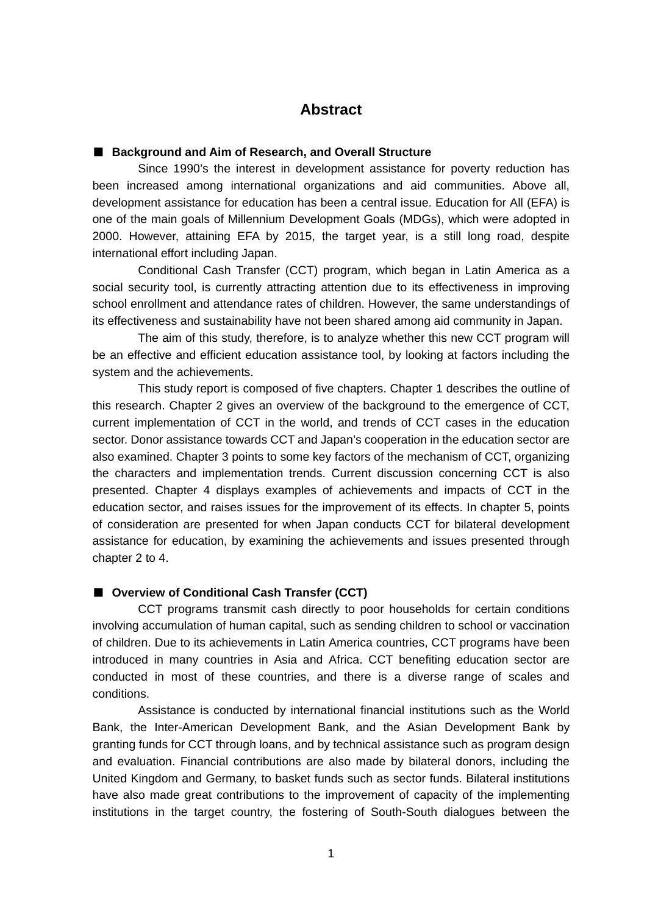# Abstract

## ■ Background and Aim of Research, and Overall Structure

Since 1990's the interest in development assistance for poverty reduction has been increased among international organizations and aid communities. Above all, development assistance for education has been a central issue. Education for All (EFA) is one of the main goals of Millennium Development Goals (MDGs), which were adopted in 2000. However, attaining EFA by 2015, the target year, is a still long road, despite international effort including Japan.

Conditional Cash Transfer (CCT) program, which began in Latin America as a social security tool, is currently attracting attention due to its effectiveness in improving school enrollment and attendance rates of children. However, the same understandings of its effectiveness and sustainability have not been shared among aid community in Japan.

The aim of this study, therefore, is to analyze whether this new CCT program will be an effective and efficient education assistance tool, by looking at factors including the system and the achievements.

This study report is composed of five chapters. Chapter 1 describes the outline of this research. Chapter 2 gives an overview of the background to the emergence of CCT, current implementation of CCT in the world, and trends of CCT cases in the education sector. Donor assistance towards CCT and Japan's cooperation in the education sector are also examined. Chapter 3 points to some key factors of the mechanism of CCT, organizing the characters and implementation trends. Current discussion concerning CCT is also presented. Chapter 4 displays examples of achievements and impacts of CCT in the education sector, and raises issues for the improvement of its effects. In chapter 5, points of consideration are presented for when Japan conducts CCT for bilateral development assistance for education, by examining the achievements and issues presented through chapter 2 to 4.

## ■ Overview of Conditional Cash Transfer (CCT)

CCT programs transmit cash directly to poor households for certain conditions involving accumulation of human capital, such as sending children to school or vaccination of children. Due to its achievements in Latin America countries, CCT programs have been introduced in many countries in Asia and Africa. CCT benefiting education sector are conducted in most of these countries, and there is a diverse range of scales and conditions.

Assistance is conducted by international financial institutions such as the World Bank, the Inter-American Development Bank, and the Asian Development Bank by granting funds for CCT through loans, and by technical assistance such as program design and evaluation. Financial contributions are also made by bilateral donors, including the United Kingdom and Germany, to basket funds such as sector funds. Bilateral institutions have also made great contributions to the improvement of capacity of the implementing institutions in the target country, the fostering of South-South dialogues between the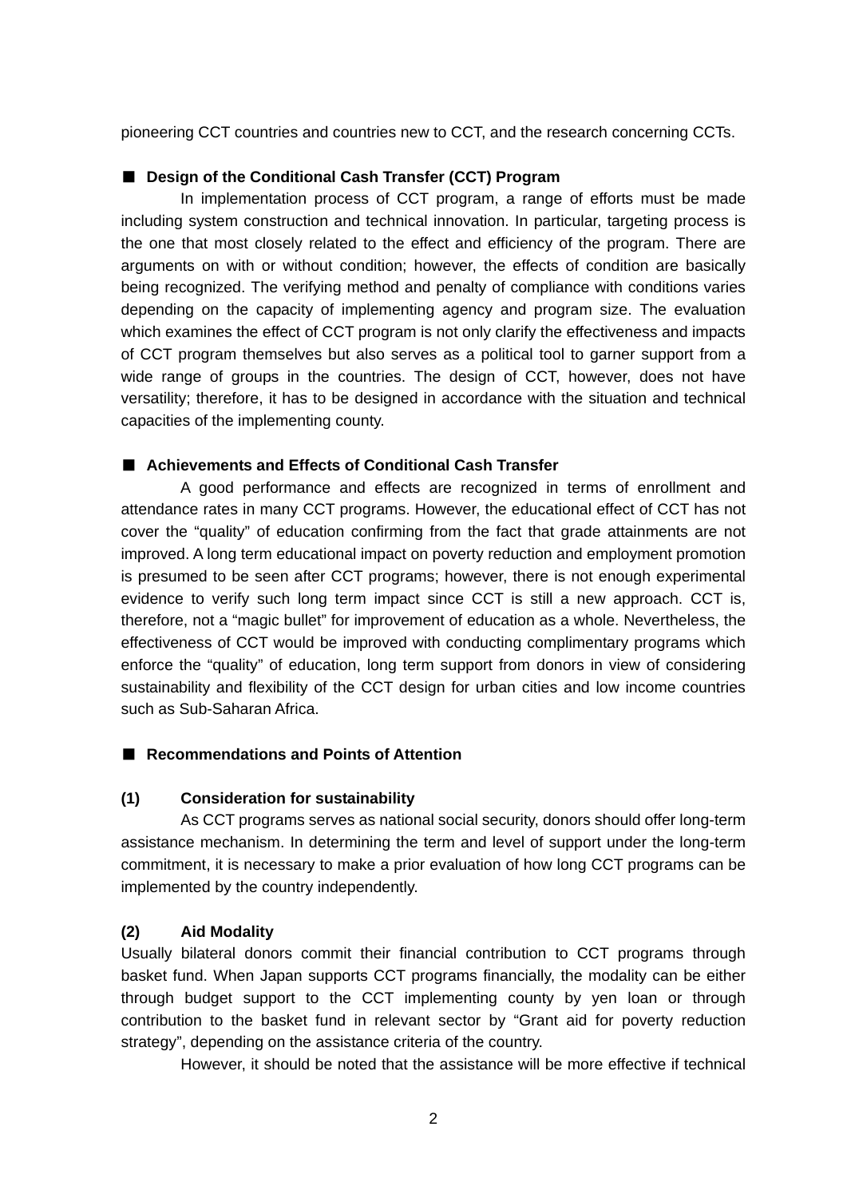pioneering CCT countries and countries new to CCT, and the research concerning CCTs.

## ■ Design of the Conditional Cash Transfer (CCT) Program

In implementation process of CCT program, a range of efforts must be made including system construction and technical innovation. In particular, targeting process is the one that most closely related to the effect and efficiency of the program. There are arguments on with or without condition; however, the effects of condition are basically being recognized. The verifying method and penalty of compliance with conditions varies depending on the capacity of implementing agency and program size. The evaluation which examines the effect of CCT program is not only clarify the effectiveness and impacts of CCT program themselves but also serves as a political tool to garner support from a wide range of groups in the countries. The design of CCT, however, does not have versatility; therefore, it has to be designed in accordance with the situation and technical capacities of the implementing county.

## ■ Achievements and Effects of Conditional Cash Transfer

A good performance and effects are recognized in terms of enrollment and attendance rates in many CCT programs. However, the educational effect of CCT has not cover the "quality" of education confirming from the fact that grade attainments are not improved. A long term educational impact on poverty reduction and employment promotion is presumed to be seen after CCT programs; however, there is not enough experimental evidence to verify such long term impact since CCT is still a new approach. CCT is, therefore, not a "magic bullet" for improvement of education as a whole. Nevertheless, the effectiveness of CCT would be improved with conducting complimentary programs which enforce the "quality" of education, long term support from donors in view of considering sustainability and flexibility of the CCT design for urban cities and low income countries such as Sub-Saharan Africa.

## ■ Recommendations and Points of Attention

### (1) Consideration for sustainability

As CCT programs serves as national social security, donors should offer long-term assistance mechanism. In determining the term and level of support under the long-term commitment, it is necessary to make a prior evaluation of how long CCT programs can be implemented by the country independently.

### (2) Aid Modality

Usually bilateral donors commit their financial contribution to CCT programs through basket fund. When Japan supports CCT programs financially, the modality can be either through budget support to the CCT implementing county by yen loan or through contribution to the basket fund in relevant sector by "Grant aid for poverty reduction strategy", depending on the assistance criteria of the country.

However, it should be noted that the assistance will be more effective if technical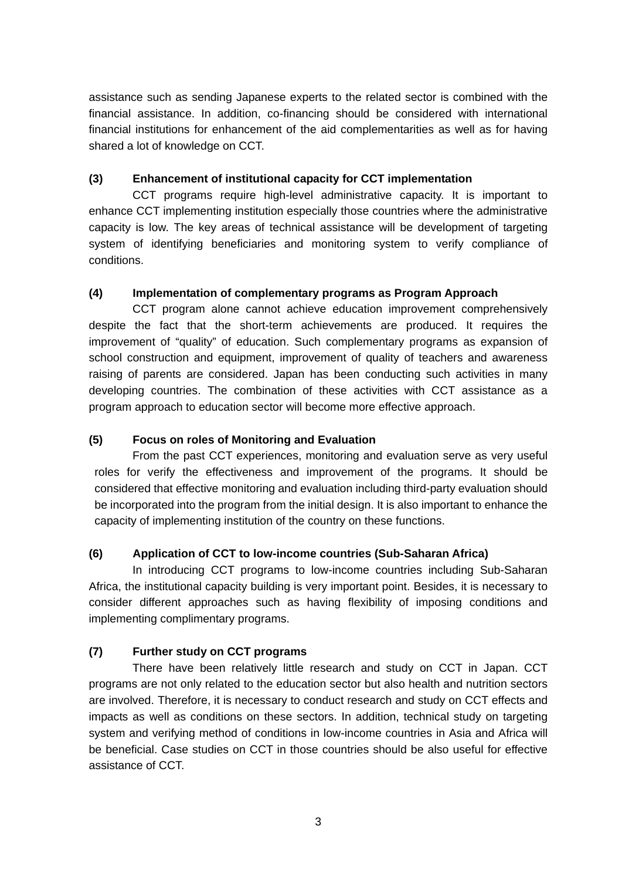assistance such as sending Japanese experts to the related sector is combined with the financial assistance. In addition, co-financing should be considered with international financial institutions for enhancement of the aid complementarities as well as for having shared a lot of knowledge on CCT.

**(3) Enhancement of institutional capacity for CCT implementation**

CCT programs require high-level administrative capacity. It is important to enhance CCT implementing institution especially those countries where the administrative capacity is low. The key areas of technical assistance will be development of targeting system of identifying beneficiaries and monitoring system to verify compliance of conditions.

**(4) Implementation of complementary programs as Program Approach**

CCT program alone cannot achieve education improvement comprehensively despite the fact that the short-term achievements are produced. It requires the improvement of “quality” of education. Such complementary programs as expansion of school construction and equipment, improvement of quality of teachers and awareness raising of parents are considered. Japan has been conducting such activities in many developing countries. The combination of these activities with CCT assistance as a program approach to education sector will become more effective approach.

**(5) Focus on roles of Monitoring and Evaluation**

From the past CCT experiences, monitoring and evaluation serve as very useful roles for verify the effectiveness and improvement of the programs. It should be considered that effective monitoring and evaluation including third-party evaluation should be incorporated into the program from the initial design. It is also important to enhance the capacity of implementing institution of the country on these functions.

**(6) Application of CCT to low-income countries (Sub-Saharan Africa)**

In introducing CCT programs to low-income countries including Sub-Saharan Africa, the institutional capacity building is very important point. Besides, it is necessary to consider different approaches such as having flexibility of imposing conditions and implementing complimentary programs.

**(7) Further study on CCT programs**

There have been relatively little research and study on CCT in Japan. CCT programs are not only related to the education sector but also health and nutrition sectors are involved. Therefore, it is necessary to conduct research and study on CCT effects and impacts as well as conditions on these sectors. In addition, technical study on targeting system and verifying method of conditions in low-income countries in Asia and Africa will be beneficial. Case studies on CCT in those countries should be also useful for effective assistance of CCT.